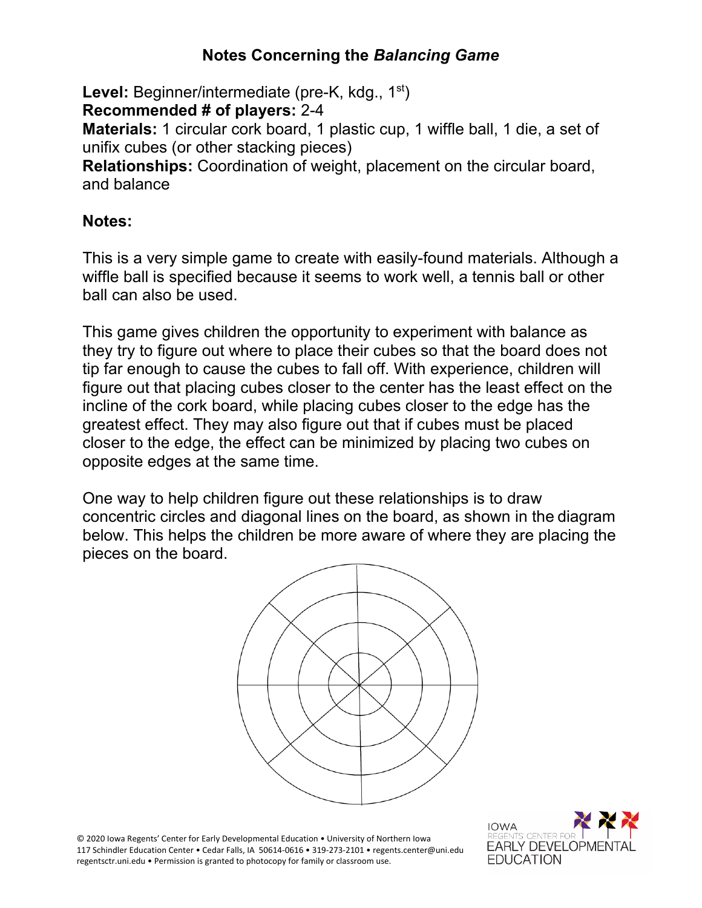# Notes Concerning the *Balancing Game*

**Level:** Beginner/intermediate (pre-K, kdg., 1st)
**Recommended # of players:** 2-4
**Materials:** 1 circular cork board, 1 plastic cup, 1 wiffle ball, 1 die, a set of unifix cubes (or other stacking pieces)
**Relationships:** Coordination of weight, placement on the circular board, and balance

**Notes:**

This is a very simple game to create with easily-found materials. Although a wiffle ball is specified because it seems to work well, a tennis ball or other ball can also be used.

This game gives children the opportunity to experiment with balance as they try to figure out where to place their cubes so that the board does not tip far enough to cause the cubes to fall off. With experience, children will figure out that placing cubes closer to the center has the least effect on the incline of the cork board, while placing cubes closer to the edge has the greatest effect. They may also figure out that if cubes must be placed closer to the edge, the effect can be minimized by placing two cubes on opposite edges at the same time.

One way to help children figure out these relationships is to draw concentric circles and diagonal lines on the board, as shown in the diagram below. This helps the children be more aware of where they are placing the pieces on the board.

© 2020 Iowa Regents' Center for Early Developmental Education • University of Northern Iowa
117 Schindler Education Center • Cedar Falls, IA 50614-0616 • 319-273-2101 • regents.center@uni.edu
regentsctr.uni.edu • Permission is granted to photocopy for family or classroom use.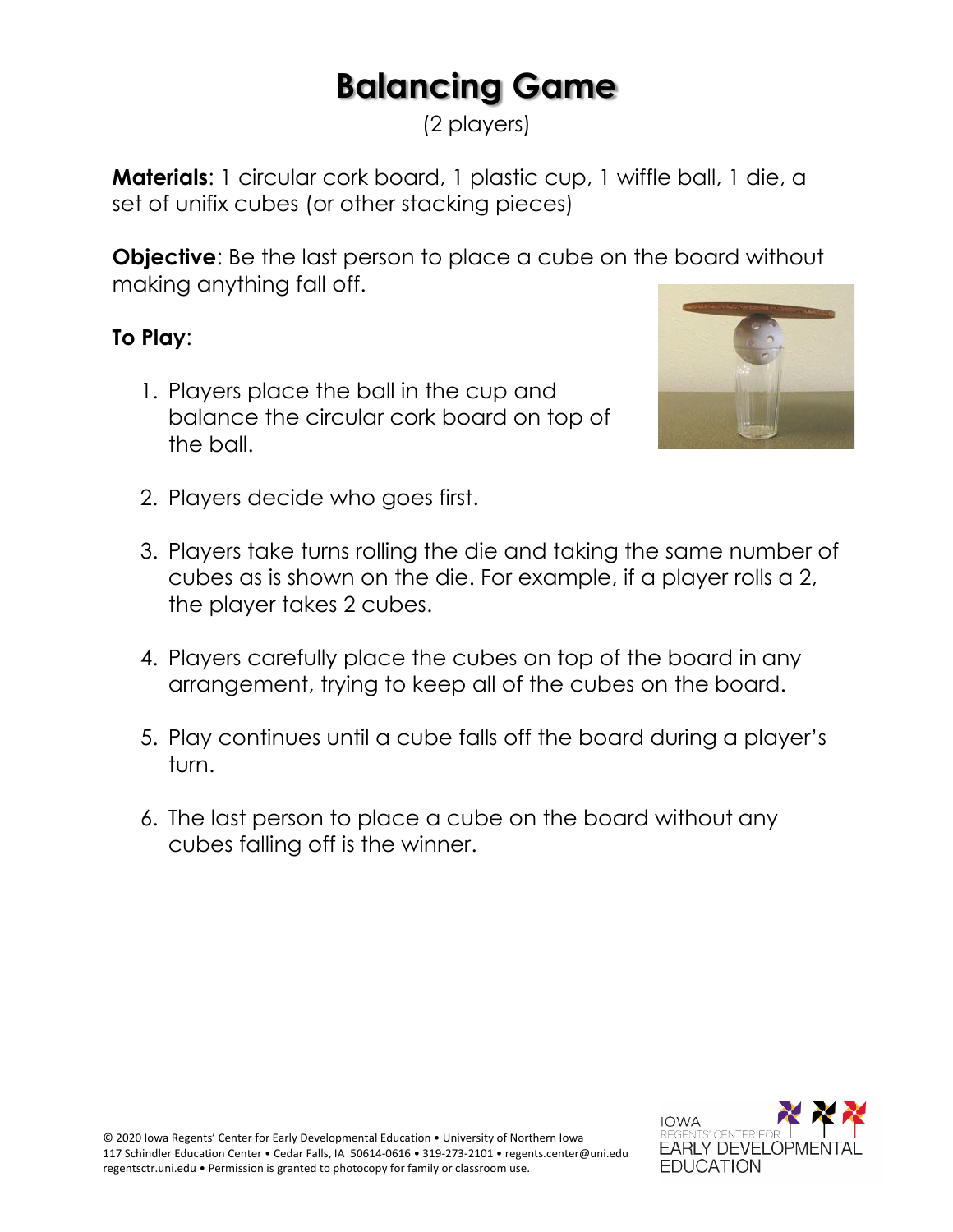# Balancing Game

(2 players)

**Materials**: 1 circular cork board, 1 plastic cup, 1 wiffle ball, 1 die, a set of unifix cubes (or other stacking pieces)

**Objective**: Be the last person to place a cube on the board without making anything fall off.

**To Play**:

1. Players place the ball in the cup and balance the circular cork board on top of the ball.
2. Players decide who goes first.
3. Players take turns rolling the die and taking the same number of cubes as is shown on the die. For example, if a player rolls a 2, the player takes 2 cubes.
4. Players carefully place the cubes on top of the board in any arrangement, trying to keep all of the cubes on the board.
5. Play continues until a cube falls off the board during a player's turn.
6. The last person to place a cube on the board without any cubes falling off is the winner.

© 2020 Iowa Regents' Center for Early Developmental Education • University of Northern Iowa
117 Schindler Education Center • Cedar Falls, IA 50614-0616 • 319-273-2101 • regents.center@uni.edu
regentsctr.uni.edu • Permission is granted to photocopy for family or classroom use.

IOWA REGENTS' CENTER FOR EARLY DEVELOPMENTAL EDUCATION